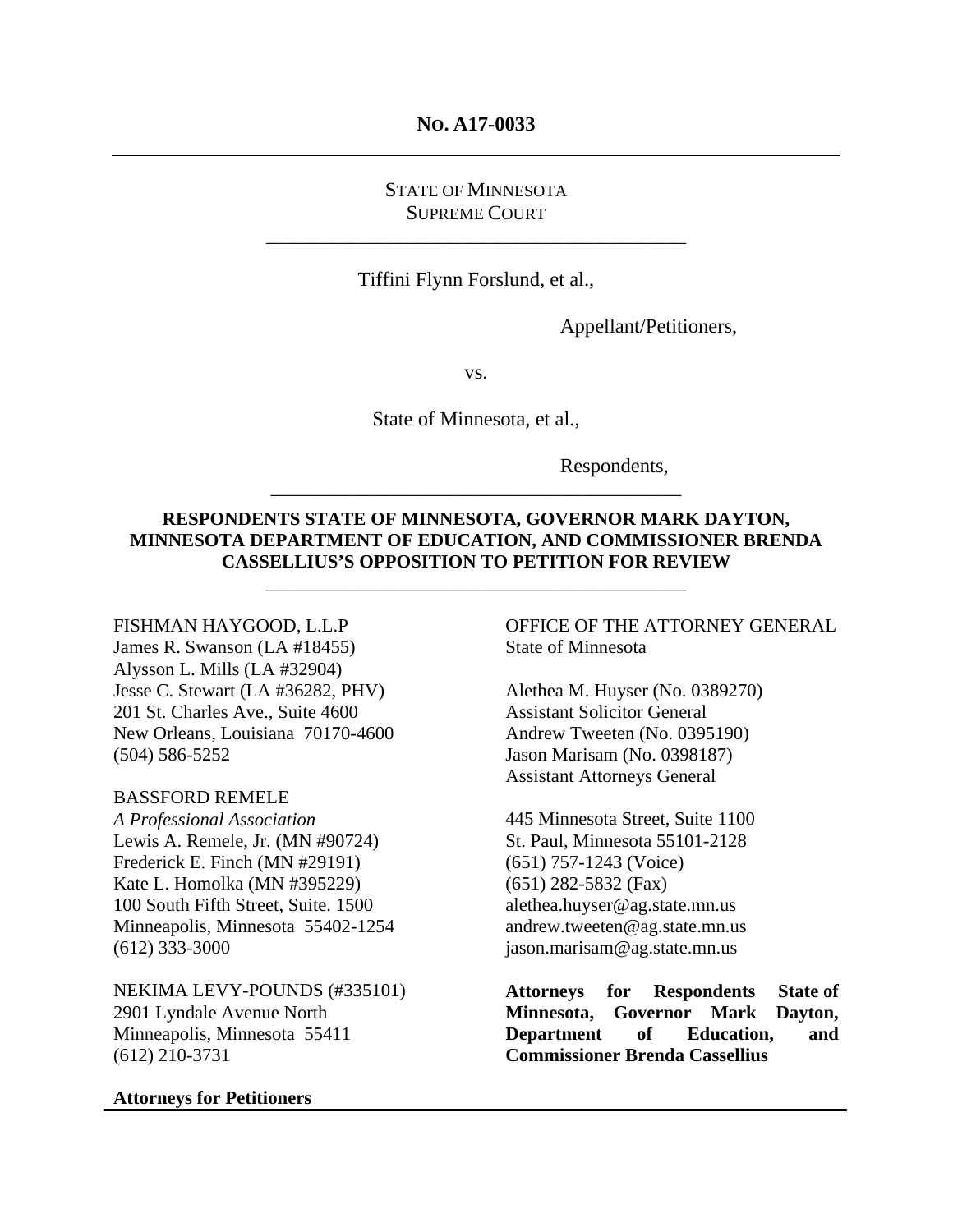**NO. A17-0033**

---

STATE OF MINNESOTA
SUPREME COURT

---

Tiffini Flynn Forslund, et al.,

Appellant/Petitioners,

vs.

State of Minnesota, et al.,

Respondents,

---

**RESPONDENTS STATE OF MINNESOTA, GOVERNOR MARK DAYTON, MINNESOTA DEPARTMENT OF EDUCATION, AND COMMISSIONER BRENDA CASSELLIUS'S OPPOSITION TO PETITION FOR REVIEW**

---

FISHMAN HAYGOOD, L.L.P
James R. Swanson (LA #18455)
Alysson L. Mills (LA #32904)
Jesse C. Stewart (LA #36282, PHV)
201 St. Charles Ave., Suite 4600
New Orleans, Louisiana 70170-4600
(504) 586-5252

BASSFORD REMELE
*A Professional Association*
Lewis A. Remele, Jr. (MN #90724)
Frederick E. Finch (MN #29191)
Kate L. Homolka (MN #395229)
100 South Fifth Street, Suite. 1500
Minneapolis, Minnesota 55402-1254
(612) 333-3000

NEKIMA LEVY-POUNDS (#335101)
2901 Lyndale Avenue North
Minneapolis, Minnesota 55411
(612) 210-3731

**Attorneys for Petitioners**

OFFICE OF THE ATTORNEY GENERAL
State of Minnesota

Alethea M. Huyser (No. 0389270)
Assistant Solicitor General
Andrew Tweeten (No. 0395190)
Jason Marisam (No. 0398187)
Assistant Attorneys General

445 Minnesota Street, Suite 1100
St. Paul, Minnesota 55101-2128
(651) 757-1243 (Voice)
(651) 282-5832 (Fax)
alethea.huyser@ag.state.mn.us
andrew.tweeten@ag.state.mn.us
jason.marisam@ag.state.mn.us

**Attorneys for Respondents State of Minnesota, Governor Mark Dayton, Department of Education, and Commissioner Brenda Cassellius**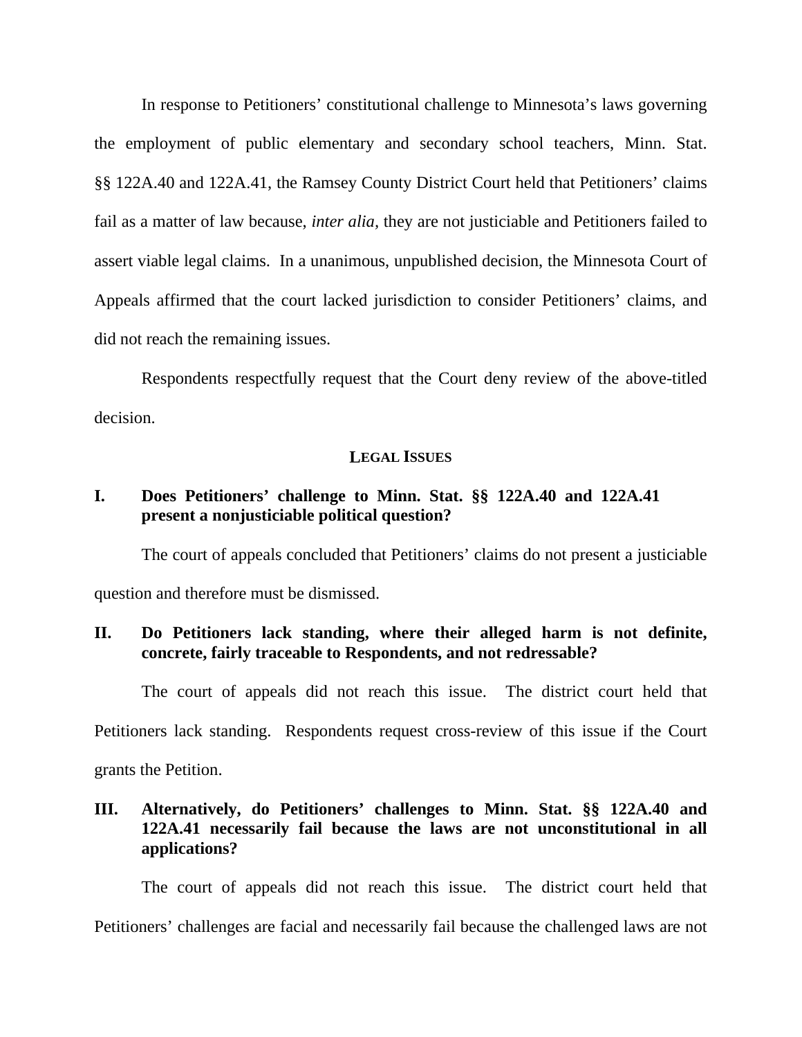In response to Petitioners' constitutional challenge to Minnesota's laws governing the employment of public elementary and secondary school teachers, Minn. Stat. §§ 122A.40 and 122A.41, the Ramsey County District Court held that Petitioners' claims fail as a matter of law because, *inter alia,* they are not justiciable and Petitioners failed to assert viable legal claims. In a unanimous, unpublished decision, the Minnesota Court of Appeals affirmed that the court lacked jurisdiction to consider Petitioners' claims, and did not reach the remaining issues.

Respondents respectfully request that the Court deny review of the above-titled decision.

## LEGAL ISSUES

**I. Does Petitioners' challenge to Minn. Stat. §§ 122A.40 and 122A.41 present a nonjusticiable political question?**

The court of appeals concluded that Petitioners' claims do not present a justiciable question and therefore must be dismissed.

**II. Do Petitioners lack standing, where their alleged harm is not definite, concrete, fairly traceable to Respondents, and not redressable?**

The court of appeals did not reach this issue. The district court held that Petitioners lack standing. Respondents request cross-review of this issue if the Court grants the Petition.

**III. Alternatively, do Petitioners' challenges to Minn. Stat. §§ 122A.40 and 122A.41 necessarily fail because the laws are not unconstitutional in all applications?**

The court of appeals did not reach this issue. The district court held that Petitioners' challenges are facial and necessarily fail because the challenged laws are not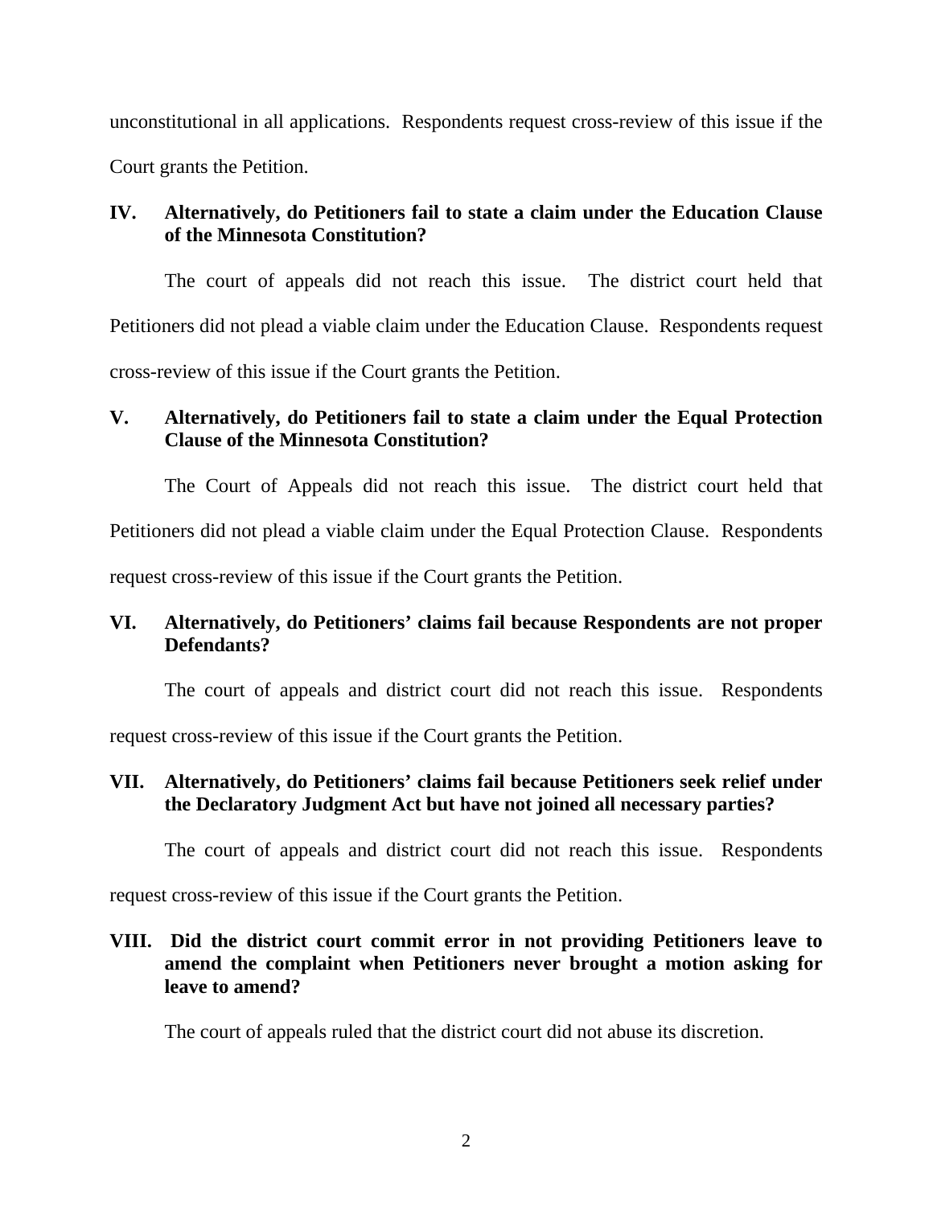unconstitutional in all applications. Respondents request cross-review of this issue if the Court grants the Petition.

**IV. Alternatively, do Petitioners fail to state a claim under the Education Clause of the Minnesota Constitution?**

The court of appeals did not reach this issue. The district court held that Petitioners did not plead a viable claim under the Education Clause. Respondents request cross-review of this issue if the Court grants the Petition.

**V. Alternatively, do Petitioners fail to state a claim under the Equal Protection Clause of the Minnesota Constitution?**

The Court of Appeals did not reach this issue. The district court held that Petitioners did not plead a viable claim under the Equal Protection Clause. Respondents request cross-review of this issue if the Court grants the Petition.

**VI. Alternatively, do Petitioners' claims fail because Respondents are not proper Defendants?**

The court of appeals and district court did not reach this issue. Respondents request cross-review of this issue if the Court grants the Petition.

**VII. Alternatively, do Petitioners' claims fail because Petitioners seek relief under the Declaratory Judgment Act but have not joined all necessary parties?**

The court of appeals and district court did not reach this issue. Respondents request cross-review of this issue if the Court grants the Petition.

**VIII. Did the district court commit error in not providing Petitioners leave to amend the complaint when Petitioners never brought a motion asking for leave to amend?**

The court of appeals ruled that the district court did not abuse its discretion.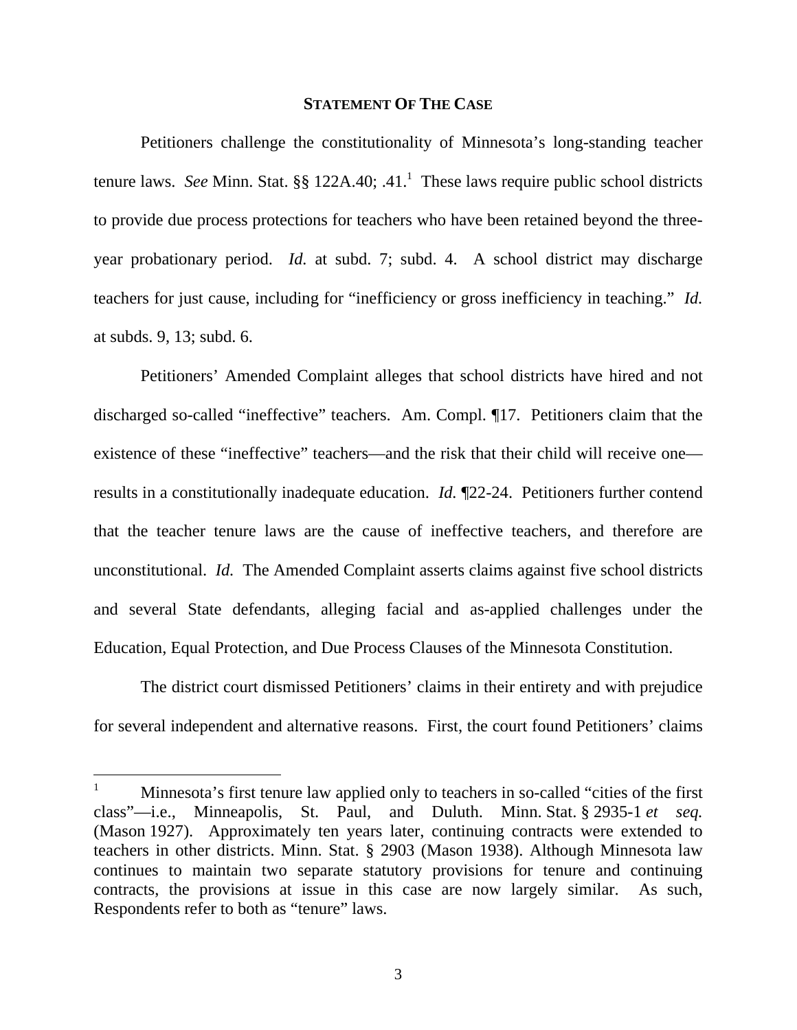## STATEMENT OF THE CASE

Petitioners challenge the constitutionality of Minnesota's long-standing teacher tenure laws. *See* Minn. Stat. §§ 122A.40; .41.[1] These laws require public school districts to provide due process protections for teachers who have been retained beyond the three-year probationary period. *Id.* at subd. 7; subd. 4. A school district may discharge teachers for just cause, including for "inefficiency or gross inefficiency in teaching." *Id.* at subds. 9, 13; subd. 6.

Petitioners' Amended Complaint alleges that school districts have hired and not discharged so-called "ineffective" teachers. Am. Compl. ¶17. Petitioners claim that the existence of these "ineffective" teachers—and the risk that their child will receive one—results in a constitutionally inadequate education. *Id.* ¶22-24. Petitioners further contend that the teacher tenure laws are the cause of ineffective teachers, and therefore are unconstitutional. *Id.* The Amended Complaint asserts claims against five school districts and several State defendants, alleging facial and as-applied challenges under the Education, Equal Protection, and Due Process Clauses of the Minnesota Constitution.

The district court dismissed Petitioners' claims in their entirety and with prejudice for several independent and alternative reasons. First, the court found Petitioners' claims

---

[1] Minnesota's first tenure law applied only to teachers in so-called "cities of the first class"—i.e., Minneapolis, St. Paul, and Duluth. Minn. Stat. § 2935-1 *et seq.* (Mason 1927). Approximately ten years later, continuing contracts were extended to teachers in other districts. Minn. Stat. § 2903 (Mason 1938). Although Minnesota law continues to maintain two separate statutory provisions for tenure and continuing contracts, the provisions at issue in this case are now largely similar. As such, Respondents refer to both as "tenure" laws.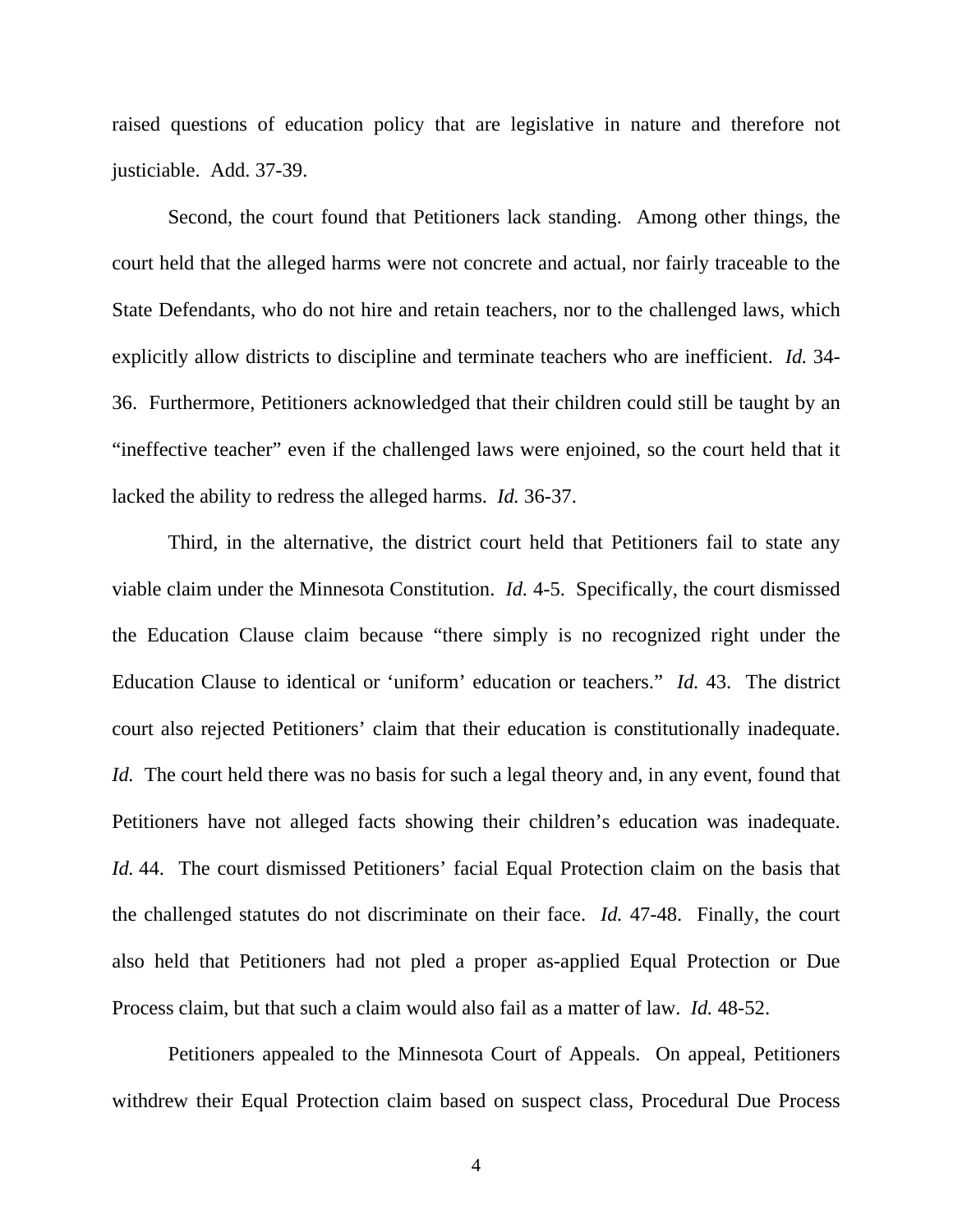raised questions of education policy that are legislative in nature and therefore not justiciable. Add. 37-39.

Second, the court found that Petitioners lack standing. Among other things, the court held that the alleged harms were not concrete and actual, nor fairly traceable to the State Defendants, who do not hire and retain teachers, nor to the challenged laws, which explicitly allow districts to discipline and terminate teachers who are inefficient. *Id.* 34-36. Furthermore, Petitioners acknowledged that their children could still be taught by an "ineffective teacher" even if the challenged laws were enjoined, so the court held that it lacked the ability to redress the alleged harms. *Id.* 36-37.

Third, in the alternative, the district court held that Petitioners fail to state any viable claim under the Minnesota Constitution. *Id.* 4-5. Specifically, the court dismissed the Education Clause claim because "there simply is no recognized right under the Education Clause to identical or 'uniform' education or teachers." *Id.* 43. The district court also rejected Petitioners' claim that their education is constitutionally inadequate. *Id.* The court held there was no basis for such a legal theory and, in any event, found that Petitioners have not alleged facts showing their children's education was inadequate. *Id.* 44. The court dismissed Petitioners' facial Equal Protection claim on the basis that the challenged statutes do not discriminate on their face. *Id.* 47-48. Finally, the court also held that Petitioners had not pled a proper as-applied Equal Protection or Due Process claim, but that such a claim would also fail as a matter of law. *Id.* 48-52.

Petitioners appealed to the Minnesota Court of Appeals. On appeal, Petitioners withdrew their Equal Protection claim based on suspect class, Procedural Due Process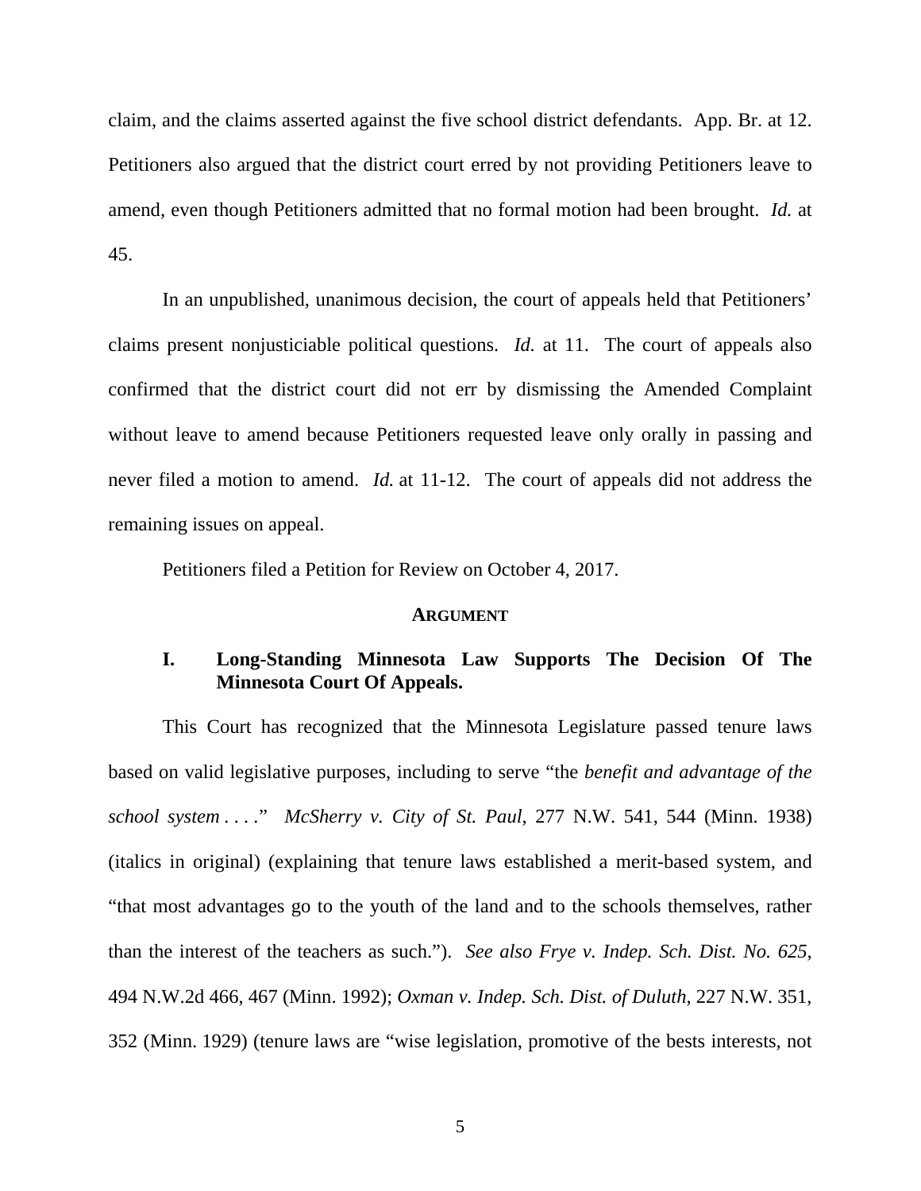claim, and the claims asserted against the five school district defendants. App. Br. at 12. Petitioners also argued that the district court erred by not providing Petitioners leave to amend, even though Petitioners admitted that no formal motion had been brought. *Id.* at 45.

In an unpublished, unanimous decision, the court of appeals held that Petitioners' claims present nonjusticiable political questions. *Id.* at 11. The court of appeals also confirmed that the district court did not err by dismissing the Amended Complaint without leave to amend because Petitioners requested leave only orally in passing and never filed a motion to amend. *Id.* at 11-12. The court of appeals did not address the remaining issues on appeal.

Petitioners filed a Petition for Review on October 4, 2017.

## ARGUMENT

### I. Long-Standing Minnesota Law Supports The Decision Of The Minnesota Court Of Appeals.

This Court has recognized that the Minnesota Legislature passed tenure laws based on valid legislative purposes, including to serve "the *benefit and advantage of the school system* . . . ." *McSherry v. City of St. Paul*, 277 N.W. 541, 544 (Minn. 1938) (italics in original) (explaining that tenure laws established a merit-based system, and "that most advantages go to the youth of the land and to the schools themselves, rather than the interest of the teachers as such."). *See also Frye v. Indep. Sch. Dist. No. 625*, 494 N.W.2d 466, 467 (Minn. 1992); *Oxman v. Indep. Sch. Dist. of Duluth*, 227 N.W. 351, 352 (Minn. 1929) (tenure laws are "wise legislation, promotive of the bests interests, not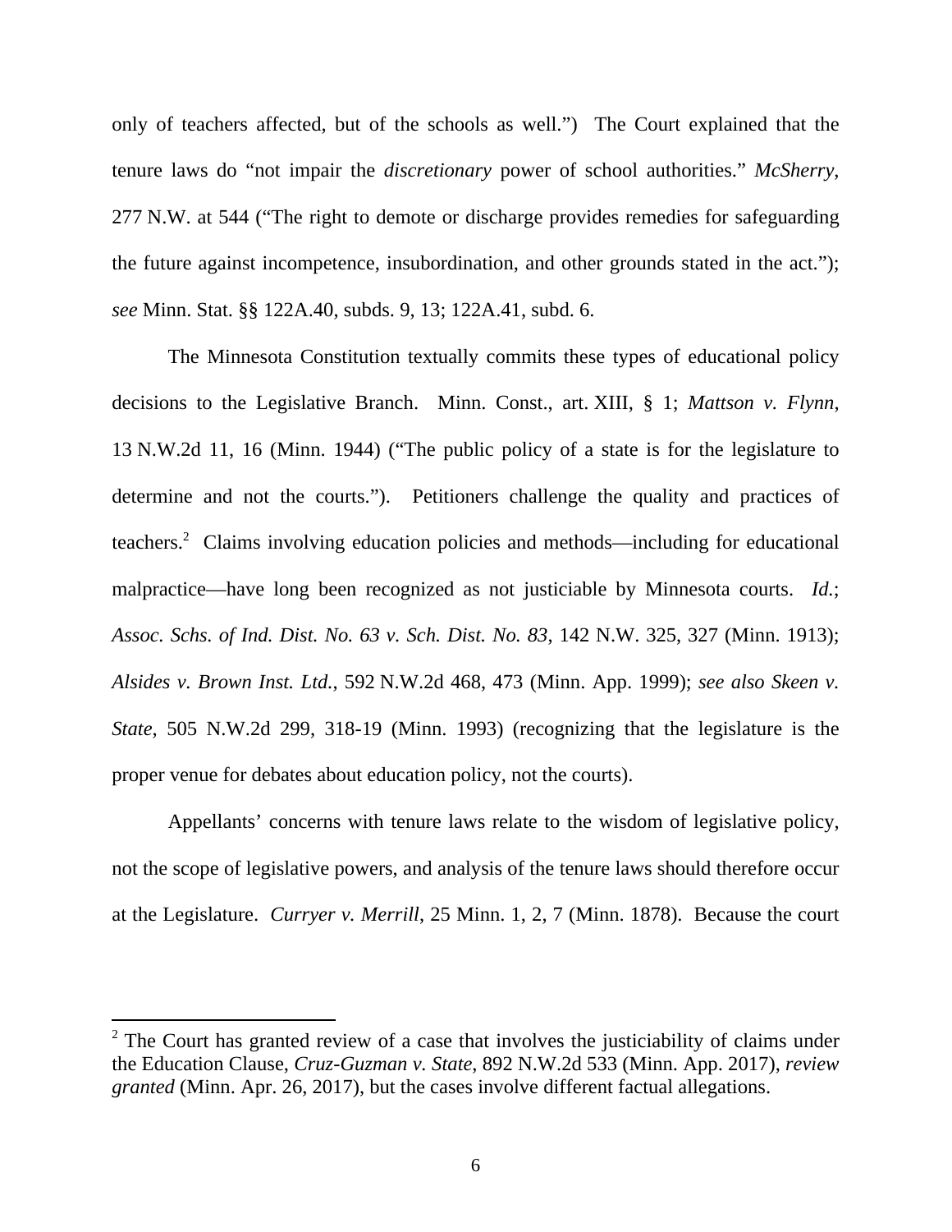only of teachers affected, but of the schools as well.") The Court explained that the tenure laws do "not impair the *discretionary* power of school authorities." *McSherry*, 277 N.W. at 544 ("The right to demote or discharge provides remedies for safeguarding the future against incompetence, insubordination, and other grounds stated in the act."); *see* Minn. Stat. §§ 122A.40, subds. 9, 13; 122A.41, subd. 6.

The Minnesota Constitution textually commits these types of educational policy decisions to the Legislative Branch. Minn. Const., art. XIII, § 1; *Mattson v. Flynn*, 13 N.W.2d 11, 16 (Minn. 1944) ("The public policy of a state is for the legislature to determine and not the courts."). Petitioners challenge the quality and practices of teachers.[2] Claims involving education policies and methods—including for educational malpractice—have long been recognized as not justiciable by Minnesota courts. *Id.*; *Assoc. Schs. of Ind. Dist. No. 63 v. Sch. Dist. No. 83*, 142 N.W. 325, 327 (Minn. 1913); *Alsides v. Brown Inst. Ltd.*, 592 N.W.2d 468, 473 (Minn. App. 1999); *see also Skeen v. State*, 505 N.W.2d 299, 318-19 (Minn. 1993) (recognizing that the legislature is the proper venue for debates about education policy, not the courts).

Appellants' concerns with tenure laws relate to the wisdom of legislative policy, not the scope of legislative powers, and analysis of the tenure laws should therefore occur at the Legislature. *Curryer v. Merrill*, 25 Minn. 1, 2, 7 (Minn. 1878). Because the court

---

[2] The Court has granted review of a case that involves the justiciability of claims under the Education Clause, *Cruz-Guzman v. State*, 892 N.W.2d 533 (Minn. App. 2017), *review granted* (Minn. Apr. 26, 2017), but the cases involve different factual allegations.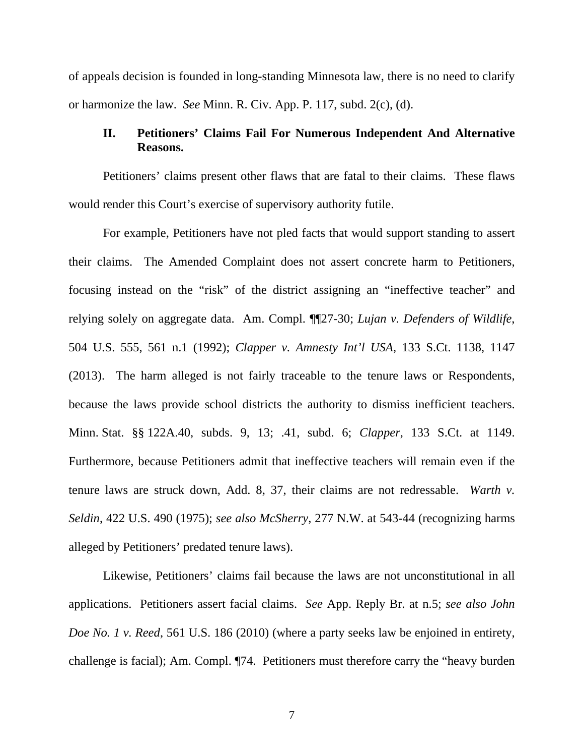of appeals decision is founded in long-standing Minnesota law, there is no need to clarify or harmonize the law. *See* Minn. R. Civ. App. P. 117, subd. 2(c), (d).

## II. Petitioners' Claims Fail For Numerous Independent And Alternative Reasons.

Petitioners' claims present other flaws that are fatal to their claims. These flaws would render this Court's exercise of supervisory authority futile.

For example, Petitioners have not pled facts that would support standing to assert their claims. The Amended Complaint does not assert concrete harm to Petitioners, focusing instead on the "risk" of the district assigning an "ineffective teacher" and relying solely on aggregate data. Am. Compl. ¶¶27-30; *Lujan v. Defenders of Wildlife*, 504 U.S. 555, 561 n.1 (1992); *Clapper v. Amnesty Int'l USA*, 133 S.Ct. 1138, 1147 (2013). The harm alleged is not fairly traceable to the tenure laws or Respondents, because the laws provide school districts the authority to dismiss inefficient teachers. Minn. Stat. §§ 122A.40, subds. 9, 13; .41, subd. 6; *Clapper*, 133 S.Ct. at 1149. Furthermore, because Petitioners admit that ineffective teachers will remain even if the tenure laws are struck down, Add. 8, 37, their claims are not redressable. *Warth v. Seldin*, 422 U.S. 490 (1975); *see also McSherry*, 277 N.W. at 543-44 (recognizing harms alleged by Petitioners' predated tenure laws).

Likewise, Petitioners' claims fail because the laws are not unconstitutional in all applications. Petitioners assert facial claims. *See* App. Reply Br. at n.5; *see also John Doe No. 1 v. Reed*, 561 U.S. 186 (2010) (where a party seeks law be enjoined in entirety, challenge is facial); Am. Compl. ¶74. Petitioners must therefore carry the "heavy burden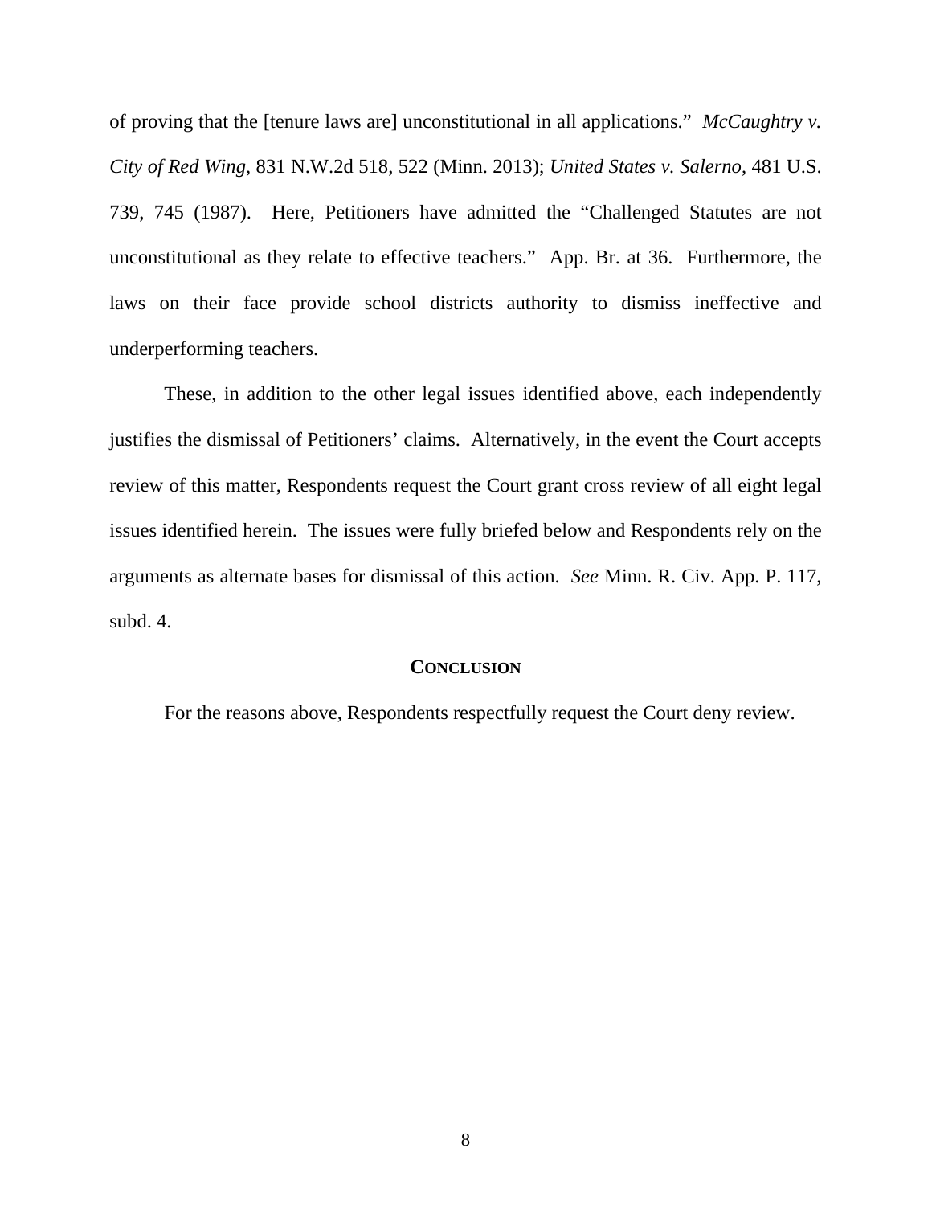of proving that the [tenure laws are] unconstitutional in all applications." *McCaughtry v. City of Red Wing*, 831 N.W.2d 518, 522 (Minn. 2013); *United States v. Salerno*, 481 U.S. 739, 745 (1987). Here, Petitioners have admitted the "Challenged Statutes are not unconstitutional as they relate to effective teachers." App. Br. at 36. Furthermore, the laws on their face provide school districts authority to dismiss ineffective and underperforming teachers.

These, in addition to the other legal issues identified above, each independently justifies the dismissal of Petitioners' claims. Alternatively, in the event the Court accepts review of this matter, Respondents request the Court grant cross review of all eight legal issues identified herein. The issues were fully briefed below and Respondents rely on the arguments as alternate bases for dismissal of this action. *See* Minn. R. Civ. App. P. 117, subd. 4.

## CONCLUSION

For the reasons above, Respondents respectfully request the Court deny review.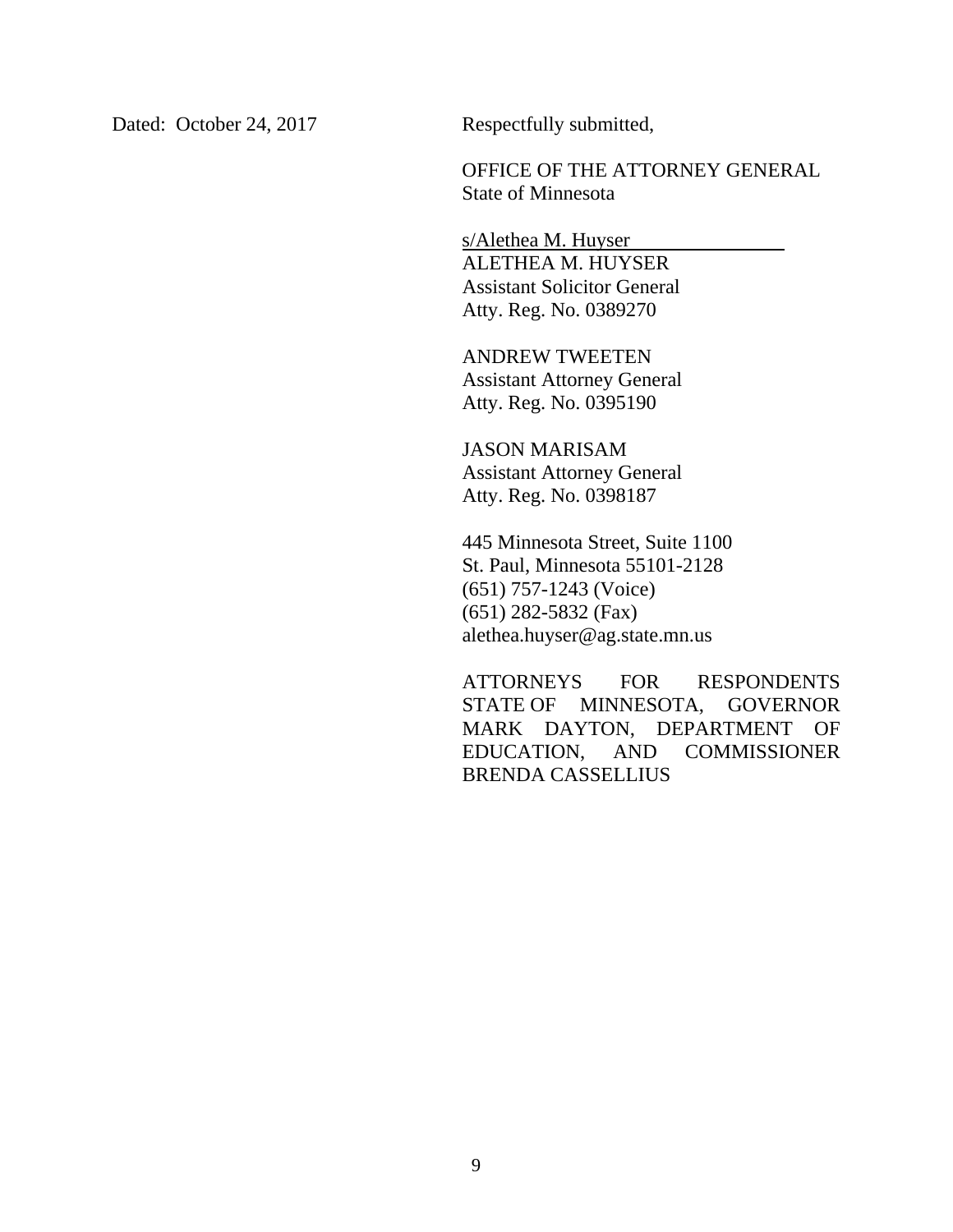Dated: October 24, 2017

Respectfully submitted,

OFFICE OF THE ATTORNEY GENERAL
State of Minnesota

s/Alethea M. Huyser
ALETHEA M. HUYSER
Assistant Solicitor General
Atty. Reg. No. 0389270

ANDREW TWEETEN
Assistant Attorney General
Atty. Reg. No. 0395190

JASON MARISAM
Assistant Attorney General
Atty. Reg. No. 0398187

445 Minnesota Street, Suite 1100
St. Paul, Minnesota 55101-2128
(651) 757-1243 (Voice)
(651) 282-5832 (Fax)
alethea.huyser@ag.state.mn.us

ATTORNEYS FOR RESPONDENTS STATE OF MINNESOTA, GOVERNOR MARK DAYTON, DEPARTMENT OF EDUCATION, AND COMMISSIONER BRENDA CASSELLIUS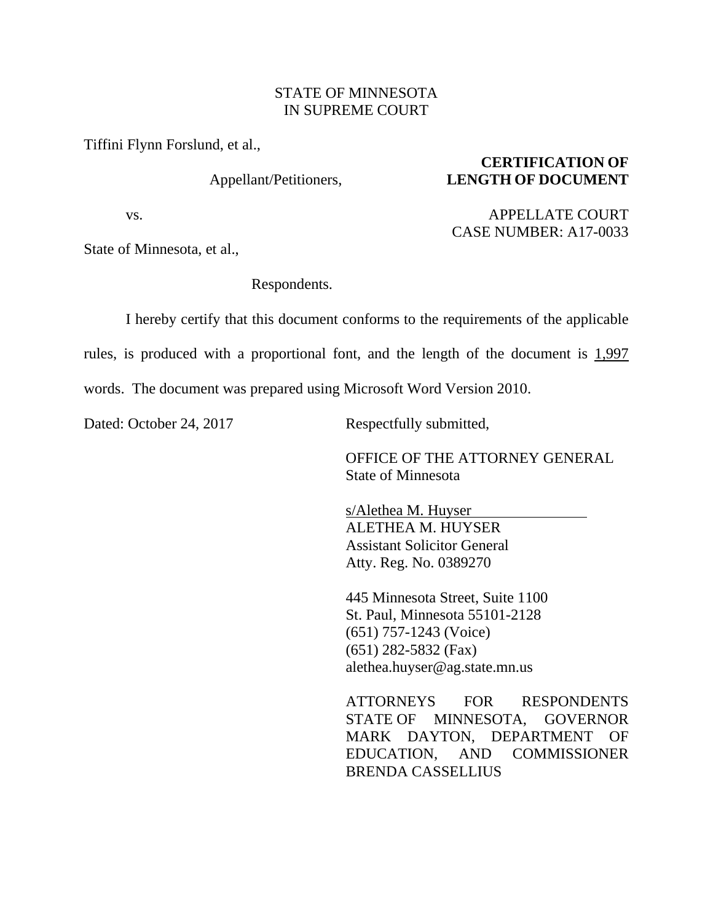STATE OF MINNESOTA
IN SUPREME COURT

Tiffini Flynn Forslund, et al.,

Appellant/Petitioners,

**CERTIFICATION OF LENGTH OF DOCUMENT**

vs.

APPELLATE COURT CASE NUMBER: A17-0033

State of Minnesota, et al.,

Respondents.

I hereby certify that this document conforms to the requirements of the applicable rules, is produced with a proportional font, and the length of the document is 1,997 words. The document was prepared using Microsoft Word Version 2010.

Dated: October 24, 2017

Respectfully submitted,

OFFICE OF THE ATTORNEY GENERAL
State of Minnesota

s/Alethea M. Huyser
ALETHEA M. HUYSER
Assistant Solicitor General
Atty. Reg. No. 0389270

445 Minnesota Street, Suite 1100
St. Paul, Minnesota 55101-2128
(651) 757-1243 (Voice)
(651) 282-5832 (Fax)
alethea.huyser@ag.state.mn.us

ATTORNEYS FOR RESPONDENTS STATE OF MINNESOTA, GOVERNOR MARK DAYTON, DEPARTMENT OF EDUCATION, AND COMMISSIONER BRENDA CASSELLIUS